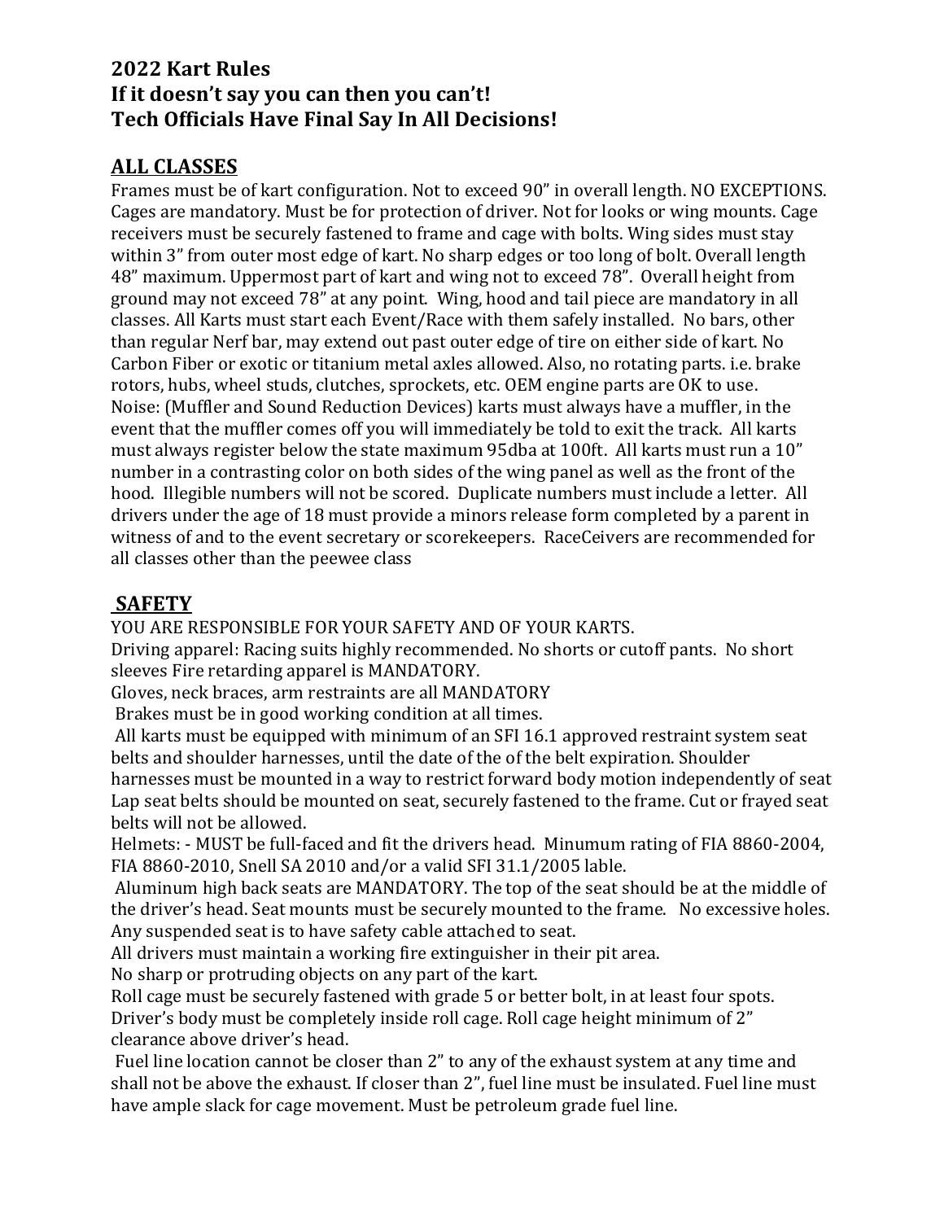**2022 Kart Rules**
**If it doesn't say you can then you can't!**
**Tech Officials Have Final Say In All Decisions!**

## ALL CLASSES

Frames must be of kart configuration. Not to exceed 90" in overall length. NO EXCEPTIONS. Cages are mandatory. Must be for protection of driver. Not for looks or wing mounts. Cage receivers must be securely fastened to frame and cage with bolts. Wing sides must stay within 3" from outer most edge of kart. No sharp edges or too long of bolt. Overall length 48" maximum. Uppermost part of kart and wing not to exceed 78". Overall height from ground may not exceed 78" at any point. Wing, hood and tail piece are mandatory in all classes. All Karts must start each Event/Race with them safely installed. No bars, other than regular Nerf bar, may extend out past outer edge of tire on either side of kart. No Carbon Fiber or exotic or titanium metal axles allowed. Also, no rotating parts. i.e. brake rotors, hubs, wheel studs, clutches, sprockets, etc. OEM engine parts are OK to use. Noise: (Muffler and Sound Reduction Devices) karts must always have a muffler, in the event that the muffler comes off you will immediately be told to exit the track. All karts must always register below the state maximum 95dba at 100ft. All karts must run a 10" number in a contrasting color on both sides of the wing panel as well as the front of the hood. Illegible numbers will not be scored. Duplicate numbers must include a letter. All drivers under the age of 18 must provide a minors release form completed by a parent in witness of and to the event secretary or scorekeepers. RaceCeivers are recommended for all classes other than the peewee class

## SAFETY

YOU ARE RESPONSIBLE FOR YOUR SAFETY AND OF YOUR KARTS.
Driving apparel: Racing suits highly recommended. No shorts or cutoff pants. No short sleeves Fire retarding apparel is MANDATORY.
Gloves, neck braces, arm restraints are all MANDATORY
Brakes must be in good working condition at all times.
All karts must be equipped with minimum of an SFI 16.1 approved restraint system seat belts and shoulder harnesses, until the date of the of the belt expiration. Shoulder harnesses must be mounted in a way to restrict forward body motion independently of seat Lap seat belts should be mounted on seat, securely fastened to the frame. Cut or frayed seat belts will not be allowed.
Helmets: - MUST be full-faced and fit the drivers head. Minumum rating of FIA 8860-2004, FIA 8860-2010, Snell SA 2010 and/or a valid SFI 31.1/2005 lable.
Aluminum high back seats are MANDATORY. The top of the seat should be at the middle of the driver's head. Seat mounts must be securely mounted to the frame. No excessive holes. Any suspended seat is to have safety cable attached to seat.
All drivers must maintain a working fire extinguisher in their pit area.
No sharp or protruding objects on any part of the kart.
Roll cage must be securely fastened with grade 5 or better bolt, in at least four spots. Driver's body must be completely inside roll cage. Roll cage height minimum of 2" clearance above driver's head.
Fuel line location cannot be closer than 2" to any of the exhaust system at any time and shall not be above the exhaust. If closer than 2", fuel line must be insulated. Fuel line must have ample slack for cage movement. Must be petroleum grade fuel line.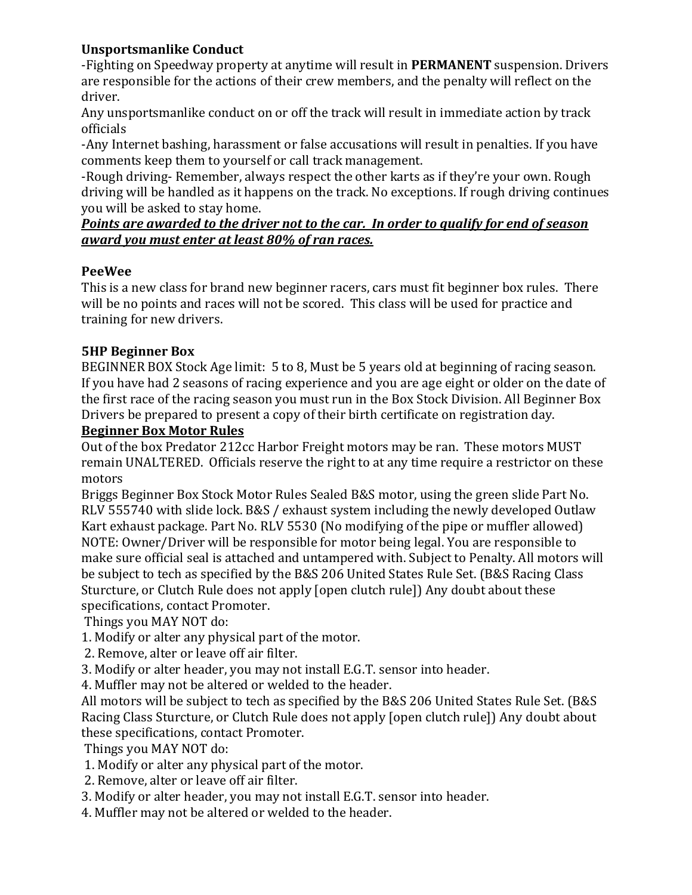**Unsportsmanlike Conduct**

-Fighting on Speedway property at anytime will result in **PERMANENT** suspension. Drivers are responsible for the actions of their crew members, and the penalty will reflect on the driver.

Any unsportsmanlike conduct on or off the track will result in immediate action by track officials

-Any Internet bashing, harassment or false accusations will result in penalties. If you have comments keep them to yourself or call track management.

-Rough driving- Remember, always respect the other karts as if they're your own. Rough driving will be handled as it happens on the track. No exceptions. If rough driving continues you will be asked to stay home.

***<u>Points are awarded to the driver not to the car. In order to qualify for end of season award you must enter at least 80% of ran races.</u>***

**PeeWee**

This is a new class for brand new beginner racers, cars must fit beginner box rules. There will be no points and races will not be scored. This class will be used for practice and training for new drivers.

**5HP Beginner Box**

BEGINNER BOX Stock Age limit: 5 to 8, Must be 5 years old at beginning of racing season. If you have had 2 seasons of racing experience and you are age eight or older on the date of the first race of the racing season you must run in the Box Stock Division. All Beginner Box Drivers be prepared to present a copy of their birth certificate on registration day.

**<u>Beginner Box Motor Rules</u>**

Out of the box Predator 212cc Harbor Freight motors may be ran. These motors MUST remain UNALTERED. Officials reserve the right to at any time require a restrictor on these motors

Briggs Beginner Box Stock Motor Rules Sealed B&S motor, using the green slide Part No. RLV 555740 with slide lock. B&S / exhaust system including the newly developed Outlaw Kart exhaust package. Part No. RLV 5530 (No modifying of the pipe or muffler allowed) NOTE: Owner/Driver will be responsible for motor being legal. You are responsible to make sure official seal is attached and untampered with. Subject to Penalty. All motors will be subject to tech as specified by the B&S 206 United States Rule Set. (B&S Racing Class Sturcture, or Clutch Rule does not apply [open clutch rule]) Any doubt about these specifications, contact Promoter.

Things you MAY NOT do:

1. Modify or alter any physical part of the motor.
2. Remove, alter or leave off air filter.
3. Modify or alter header, you may not install E.G.T. sensor into header.
4. Muffler may not be altered or welded to the header.

All motors will be subject to tech as specified by the B&S 206 United States Rule Set. (B&S Racing Class Sturcture, or Clutch Rule does not apply [open clutch rule]) Any doubt about these specifications, contact Promoter.

Things you MAY NOT do:

1. Modify or alter any physical part of the motor.
2. Remove, alter or leave off air filter.
3. Modify or alter header, you may not install E.G.T. sensor into header.
4. Muffler may not be altered or welded to the header.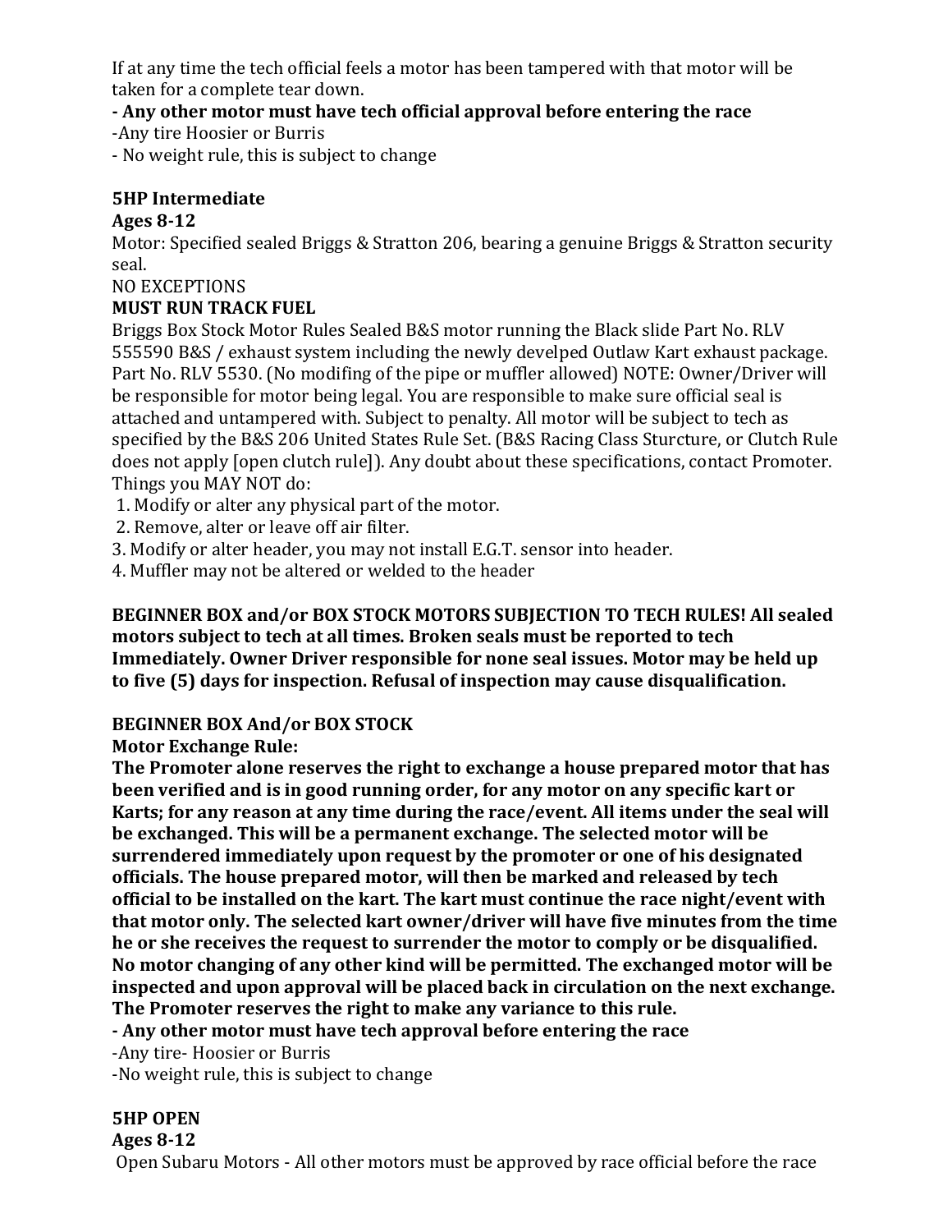If at any time the tech official feels a motor has been tampered with that motor will be taken for a complete tear down.

**- Any other motor must have tech official approval before entering the race**

-Any tire Hoosier or Burris

- No weight rule, this is subject to change

**5HP Intermediate**

**Ages 8-12**

Motor: Specified sealed Briggs & Stratton 206, bearing a genuine Briggs & Stratton security seal.

NO EXCEPTIONS

**MUST RUN TRACK FUEL**

Briggs Box Stock Motor Rules Sealed B&S motor running the Black slide Part No. RLV 555590 B&S / exhaust system including the newly develped Outlaw Kart exhaust package. Part No. RLV 5530. (No modifing of the pipe or muffler allowed) NOTE: Owner/Driver will be responsible for motor being legal. You are responsible to make sure official seal is attached and untampered with. Subject to penalty. All motor will be subject to tech as specified by the B&S 206 United States Rule Set. (B&S Racing Class Sturcture, or Clutch Rule does not apply [open clutch rule]). Any doubt about these specifications, contact Promoter. Things you MAY NOT do:

1. Modify or alter any physical part of the motor.
2. Remove, alter or leave off air filter.
3. Modify or alter header, you may not install E.G.T. sensor into header.
4. Muffler may not be altered or welded to the header

**BEGINNER BOX and/or BOX STOCK MOTORS SUBJECTION TO TECH RULES! All sealed motors subject to tech at all times. Broken seals must be reported to tech Immediately. Owner Driver responsible for none seal issues. Motor may be held up to five (5) days for inspection. Refusal of inspection may cause disqualification.**

**BEGINNER BOX And/or BOX STOCK**

**Motor Exchange Rule:**

**The Promoter alone reserves the right to exchange a house prepared motor that has been verified and is in good running order, for any motor on any specific kart or Karts; for any reason at any time during the race/event. All items under the seal will be exchanged. This will be a permanent exchange. The selected motor will be surrendered immediately upon request by the promoter or one of his designated officials. The house prepared motor, will then be marked and released by tech official to be installed on the kart. The kart must continue the race night/event with that motor only. The selected kart owner/driver will have five minutes from the time he or she receives the request to surrender the motor to comply or be disqualified. No motor changing of any other kind will be permitted. The exchanged motor will be inspected and upon approval will be placed back in circulation on the next exchange. The Promoter reserves the right to make any variance to this rule.**

**- Any other motor must have tech approval before entering the race**

-Any tire- Hoosier or Burris

-No weight rule, this is subject to change

**5HP OPEN**

**Ages 8-12**

Open Subaru Motors - All other motors must be approved by race official before the race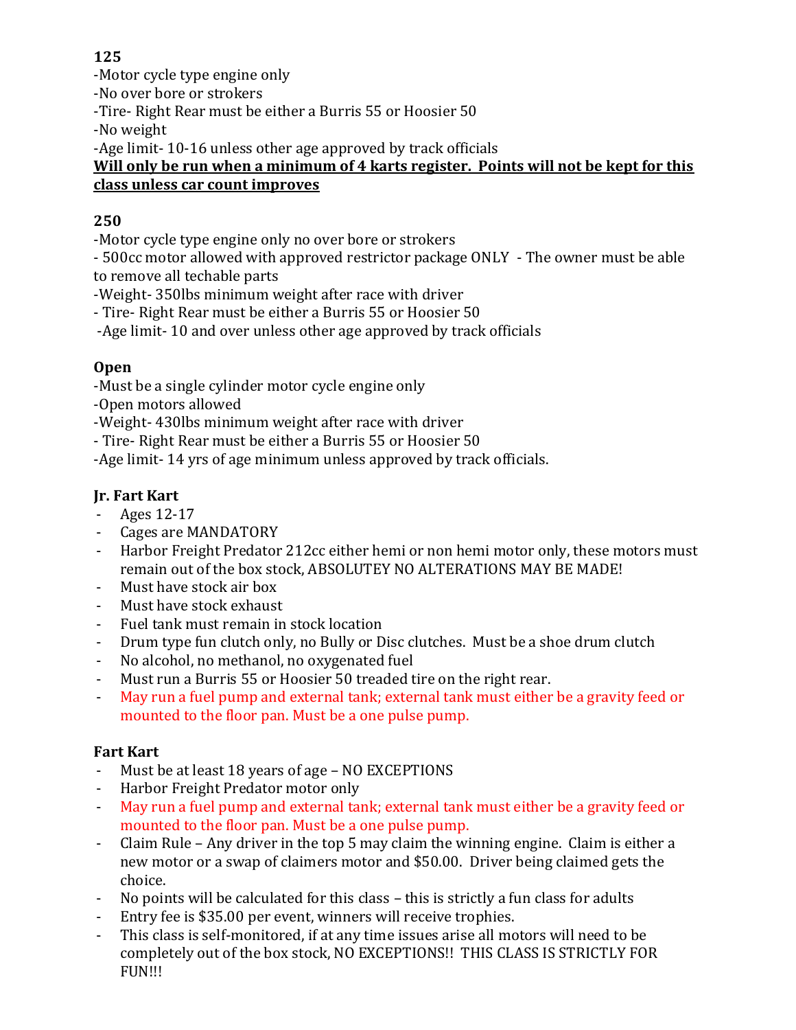**125**

-Motor cycle type engine only
-No over bore or strokers
-Tire- Right Rear must be either a Burris 55 or Hoosier 50
-No weight
-Age limit- 10-16 unless other age approved by track officials

**Will only be run when a minimum of 4 karts register. Points will not be kept for this class unless car count improves**

**250**

-Motor cycle type engine only no over bore or strokers
- 500cc motor allowed with approved restrictor package ONLY - The owner must be able to remove all techable parts
-Weight- 350lbs minimum weight after race with driver
- Tire- Right Rear must be either a Burris 55 or Hoosier 50
-Age limit- 10 and over unless other age approved by track officials

**Open**

-Must be a single cylinder motor cycle engine only
-Open motors allowed
-Weight- 430lbs minimum weight after race with driver
- Tire- Right Rear must be either a Burris 55 or Hoosier 50
-Age limit- 14 yrs of age minimum unless approved by track officials.

**Jr. Fart Kart**

- Ages 12-17
- Cages are MANDATORY
- Harbor Freight Predator 212cc either hemi or non hemi motor only, these motors must remain out of the box stock, ABSOLUTEY NO ALTERATIONS MAY BE MADE!
- Must have stock air box
- Must have stock exhaust
- Fuel tank must remain in stock location
- Drum type fun clutch only, no Bully or Disc clutches. Must be a shoe drum clutch
- No alcohol, no methanol, no oxygenated fuel
- Must run a Burris 55 or Hoosier 50 treaded tire on the right rear.
- May run a fuel pump and external tank; external tank must either be a gravity feed or mounted to the floor pan. Must be a one pulse pump.

**Fart Kart**

- Must be at least 18 years of age – NO EXCEPTIONS
- Harbor Freight Predator motor only
- May run a fuel pump and external tank; external tank must either be a gravity feed or mounted to the floor pan. Must be a one pulse pump.
- Claim Rule – Any driver in the top 5 may claim the winning engine. Claim is either a new motor or a swap of claimers motor and $50.00. Driver being claimed gets the choice.
- No points will be calculated for this class – this is strictly a fun class for adults
- Entry fee is $35.00 per event, winners will receive trophies.
- This class is self-monitored, if at any time issues arise all motors will need to be completely out of the box stock, NO EXCEPTIONS!! THIS CLASS IS STRICTLY FOR FUN!!!